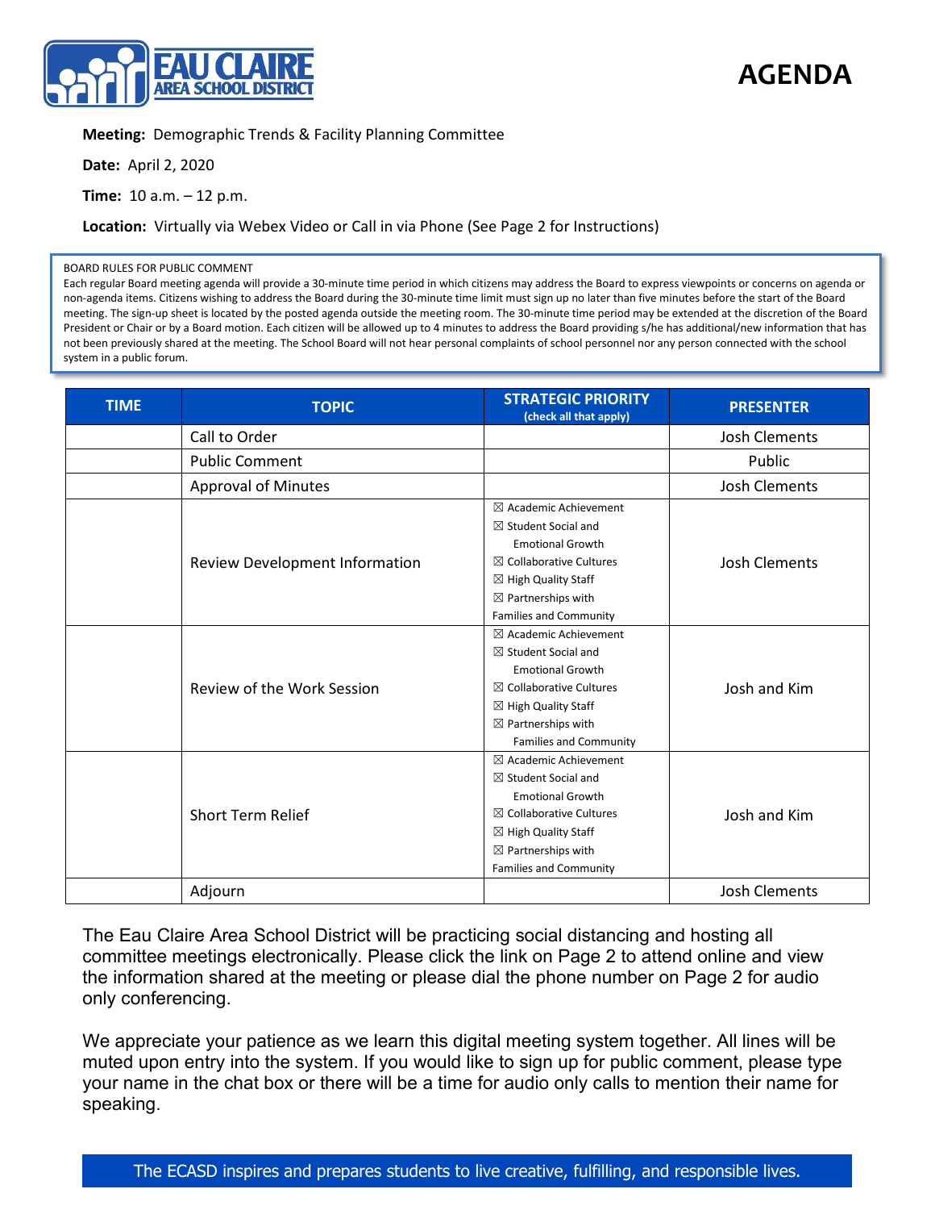# AGENDA

**Meeting:** Demographic Trends & Facility Planning Committee

**Date:** April 2, 2020

**Time:** 10 a.m. – 12 p.m.

**Location:** Virtually via Webex Video or Call in via Phone (See Page 2 for Instructions)

BOARD RULES FOR PUBLIC COMMENT

Each regular Board meeting agenda will provide a 30-minute time period in which citizens may address the Board to express viewpoints or concerns on agenda or non-agenda items. Citizens wishing to address the Board during the 30-minute time limit must sign up no later than five minutes before the start of the Board meeting. The sign-up sheet is located by the posted agenda outside the meeting room. The 30-minute time period may be extended at the discretion of the Board President or Chair or by a Board motion. Each citizen will be allowed up to 4 minutes to address the Board providing s/he has additional/new information that has not been previously shared at the meeting. The School Board will not hear personal complaints of school personnel nor any person connected with the school system in a public forum.

| TIME | TOPIC | STRATEGIC PRIORITY (check all that apply) | PRESENTER |
|---|---|---|---|
| | Call to Order | | Josh Clements |
| | Public Comment | | Public |
| | Approval of Minutes | | Josh Clements |
| | Review Development Information | ☒ Academic Achievement<br>☒ Student Social and Emotional Growth<br>☒ Collaborative Cultures<br>☒ High Quality Staff<br>☒ Partnerships with Families and Community | Josh Clements |
| | Review of the Work Session | ☒ Academic Achievement<br>☒ Student Social and Emotional Growth<br>☒ Collaborative Cultures<br>☒ High Quality Staff<br>☒ Partnerships with Families and Community | Josh and Kim |
| | Short Term Relief | ☒ Academic Achievement<br>☒ Student Social and Emotional Growth<br>☒ Collaborative Cultures<br>☒ High Quality Staff<br>☒ Partnerships with Families and Community | Josh and Kim |
| | Adjourn | | Josh Clements |

The Eau Claire Area School District will be practicing social distancing and hosting all committee meetings electronically. Please click the link on Page 2 to attend online and view the information shared at the meeting or please dial the phone number on Page 2 for audio only conferencing.

We appreciate your patience as we learn this digital meeting system together. All lines will be muted upon entry into the system. If you would like to sign up for public comment, please type your name in the chat box or there will be a time for audio only calls to mention their name for speaking.

The ECASD inspires and prepares students to live creative, fulfilling, and responsible lives.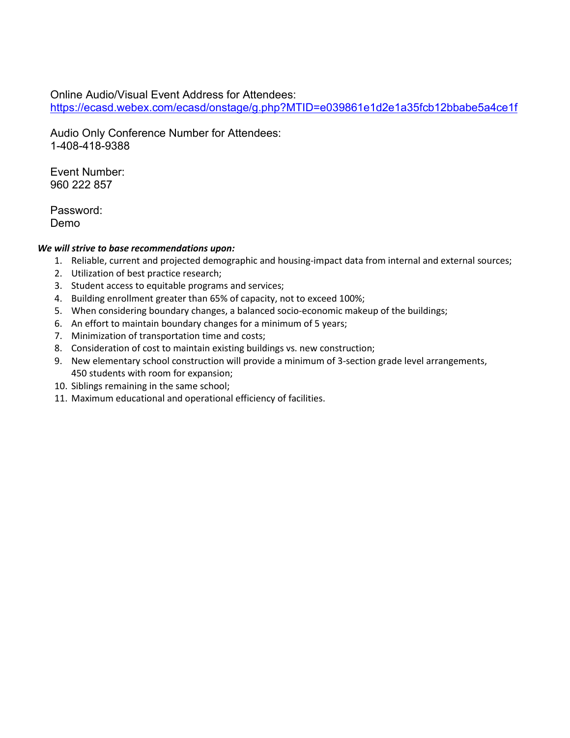Online Audio/Visual Event Address for Attendees:
https://ecasd.webex.com/ecasd/onstage/g.php?MTID=e039861e1d2e1a35fcb12bbabe5a4ce1f

Audio Only Conference Number for Attendees:
1-408-418-9388

Event Number:
960 222 857

Password:
Demo

***We will strive to base recommendations upon:***

1. Reliable, current and projected demographic and housing-impact data from internal and external sources;
2. Utilization of best practice research;
3. Student access to equitable programs and services;
4. Building enrollment greater than 65% of capacity, not to exceed 100%;
5. When considering boundary changes, a balanced socio-economic makeup of the buildings;
6. An effort to maintain boundary changes for a minimum of 5 years;
7. Minimization of transportation time and costs;
8. Consideration of cost to maintain existing buildings vs. new construction;
9. New elementary school construction will provide a minimum of 3-section grade level arrangements, 450 students with room for expansion;
10. Siblings remaining in the same school;
11. Maximum educational and operational efficiency of facilities.